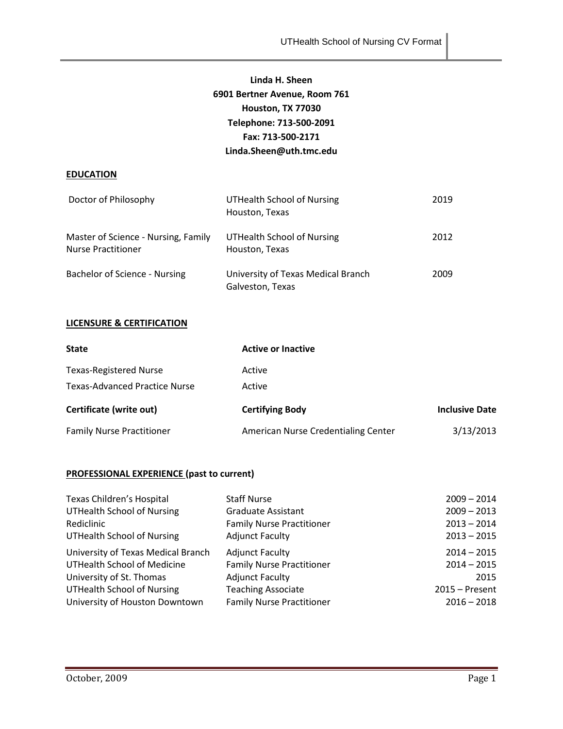**Linda H. Sheen**
**6901 Bertner Avenue, Room 761**
**Houston, TX 77030**
**Telephone: 713-500-2091**
**Fax: 713-500-2171**
**Linda.Sheen@uth.tmc.edu**

## EDUCATION

| | | |
|---|---|---|
| Doctor of Philosophy | UTHealth School of Nursing<br>Houston, Texas | 2019 |
| Master of Science - Nursing, Family Nurse Practitioner | UTHealth School of Nursing<br>Houston, Texas | 2012 |
| Bachelor of Science - Nursing | University of Texas Medical Branch<br>Galveston, Texas | 2009 |

## LICENSURE & CERTIFICATION

| State | Active or Inactive |
|---|---|
| Texas-Registered Nurse | Active |
| Texas-Advanced Practice Nurse | Active |

| Certificate (write out) | Certifying Body | Inclusive Date |
|---|---|---|
| Family Nurse Practitioner | American Nurse Credentialing Center | 3/13/2013 |

## PROFESSIONAL EXPERIENCE (past to current)

| | | |
|---|---|---|
| Texas Children's Hospital | Staff Nurse | 2009 – 2014 |
| UTHealth School of Nursing | Graduate Assistant | 2009 – 2013 |
| Rediclinic | Family Nurse Practitioner | 2013 – 2014 |
| UTHealth School of Nursing | Adjunct Faculty | 2013 – 2015 |
| University of Texas Medical Branch | Adjunct Faculty | 2014 – 2015 |
| UTHealth School of Medicine | Family Nurse Practitioner | 2014 – 2015 |
| University of St. Thomas | Adjunct Faculty | 2015 |
| UTHealth School of Nursing | Teaching Associate | 2015 – Present |
| University of Houston Downtown | Family Nurse Practitioner | 2016 – 2018 |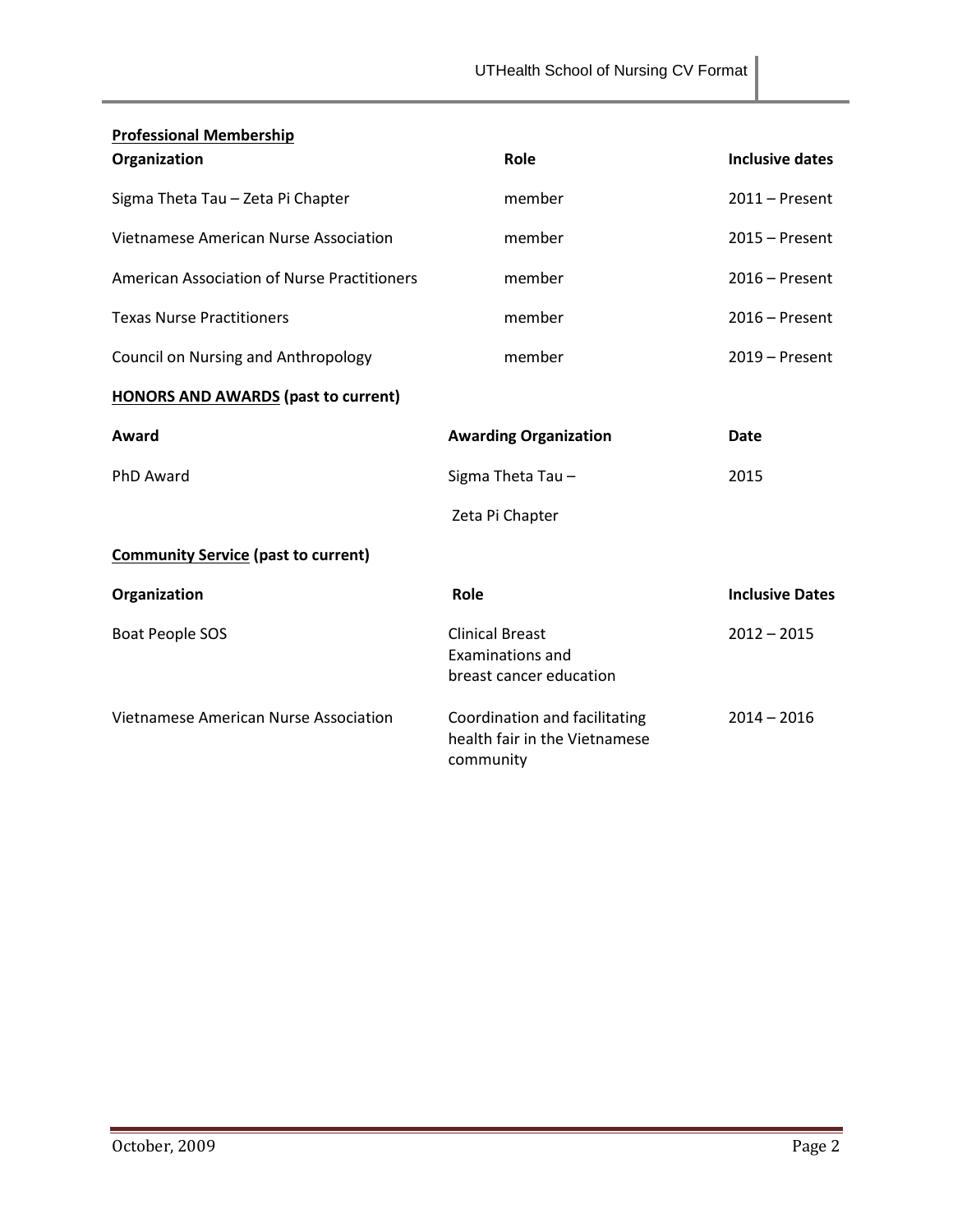**Professional Membership**

| Organization | Role | Inclusive dates |
|---|---|---|
| Sigma Theta Tau – Zeta Pi Chapter | member | 2011 – Present |
| Vietnamese American Nurse Association | member | 2015 – Present |
| American Association of Nurse Practitioners | member | 2016 – Present |
| Texas Nurse Practitioners | member | 2016 – Present |
| Council on Nursing and Anthropology | member | 2019 – Present |

**HONORS AND AWARDS (past to current)**

| Award | Awarding Organization | Date |
|---|---|---|
| PhD Award | Sigma Theta Tau – Zeta Pi Chapter | 2015 |

**Community Service (past to current)**

| Organization | Role | Inclusive Dates |
|---|---|---|
| Boat People SOS | Clinical Breast Examinations and breast cancer education | 2012 – 2015 |
| Vietnamese American Nurse Association | Coordination and facilitating health fair in the Vietnamese community | 2014 – 2016 |